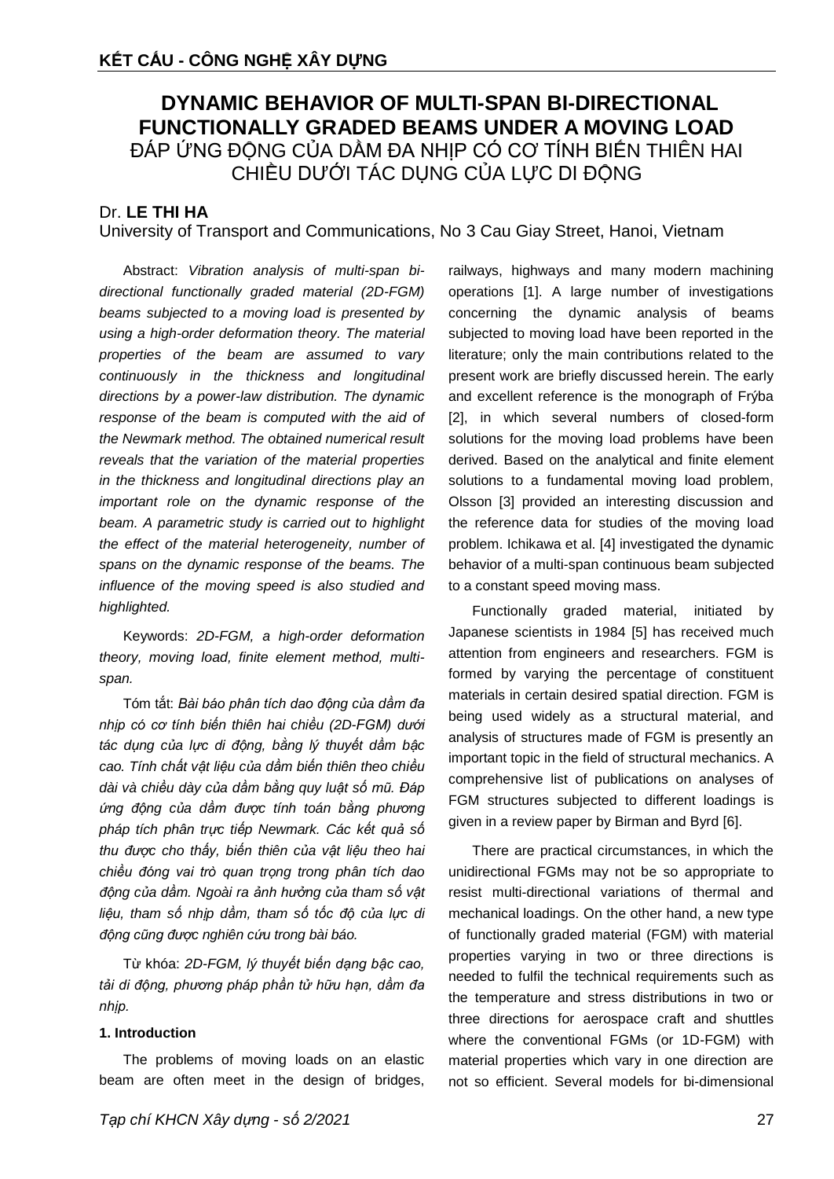# DYNAMIC BEHAVIOR OF MULTI-SPAN BI-DIRECTIONAL FUNCTIONALLY GRADED BEAMS UNDER A MOVING LOAD

## ĐÁP ỨNG ĐỘNG CỦA DẦM ĐA NHỊP CÓ CƠ TÍNH BIẾN THIÊN HAI CHIỀU DƯỚI TÁC DỤNG CỦA LỰC DI ĐỘNG

Dr. **LE THI HA**

University of Transport and Communications, No 3 Cau Giay Street, Hanoi, Vietnam

Abstract: *Vibration analysis of multi-span bi-directional functionally graded material (2D-FGM) beams subjected to a moving load is presented by using a high-order deformation theory. The material properties of the beam are assumed to vary continuously in the thickness and longitudinal directions by a power-law distribution. The dynamic response of the beam is computed with the aid of the Newmark method. The obtained numerical result reveals that the variation of the material properties in the thickness and longitudinal directions play an important role on the dynamic response of the beam. A parametric study is carried out to highlight the effect of the material heterogeneity, number of spans on the dynamic response of the beams. The influence of the moving speed is also studied and highlighted.*

Keywords: *2D-FGM, a high-order deformation theory, moving load, finite element method, multi-span.*

Tóm tắt: *Bài báo phân tích dao động của dầm đa nhịp có cơ tính biến thiên hai chiều (2D-FGM) dưới tác dụng của lực di động, bằng lý thuyết dầm bậc cao. Tính chất vật liệu của dầm biến thiên theo chiều dài và chiều dày của dầm bằng quy luật số mũ. Đáp ứng động của dầm được tính toán bằng phương pháp tích phân trực tiếp Newmark. Các kết quả số thu được cho thấy, biến thiên của vật liệu theo hai chiều đóng vai trò quan trọng trong phân tích dao động của dầm. Ngoài ra ảnh hưởng của tham số vật liệu, tham số nhịp dầm, tham số tốc độ của lực di động cũng được nghiên cứu trong bài báo.*

Từ khóa: *2D-FGM, lý thuyết biến dạng bậc cao, tải di động, phương pháp phần tử hữu hạn, dầm đa nhịp.*

### 1. Introduction

The problems of moving loads on an elastic beam are often meet in the design of bridges, railways, highways and many modern machining operations [1]. A large number of investigations concerning the dynamic analysis of beams subjected to moving load have been reported in the literature; only the main contributions related to the present work are briefly discussed herein. The early and excellent reference is the monograph of Frýba [2], in which several numbers of closed-form solutions for the moving load problems have been derived. Based on the analytical and finite element solutions to a fundamental moving load problem, Olsson [3] provided an interesting discussion and the reference data for studies of the moving load problem. Ichikawa et al. [4] investigated the dynamic behavior of a multi-span continuous beam subjected to a constant speed moving mass.

Functionally graded material, initiated by Japanese scientists in 1984 [5] has received much attention from engineers and researchers. FGM is formed by varying the percentage of constituent materials in certain desired spatial direction. FGM is being used widely as a structural material, and analysis of structures made of FGM is presently an important topic in the field of structural mechanics. A comprehensive list of publications on analyses of FGM structures subjected to different loadings is given in a review paper by Birman and Byrd [6].

There are practical circumstances, in which the unidirectional FGMs may not be so appropriate to resist multi-directional variations of thermal and mechanical loadings. On the other hand, a new type of functionally graded material (FGM) with material properties varying in two or three directions is needed to fulfil the technical requirements such as the temperature and stress distributions in two or three directions for aerospace craft and shuttles where the conventional FGMs (or 1D-FGM) with material properties which vary in one direction are not so efficient. Several models for bi-dimensional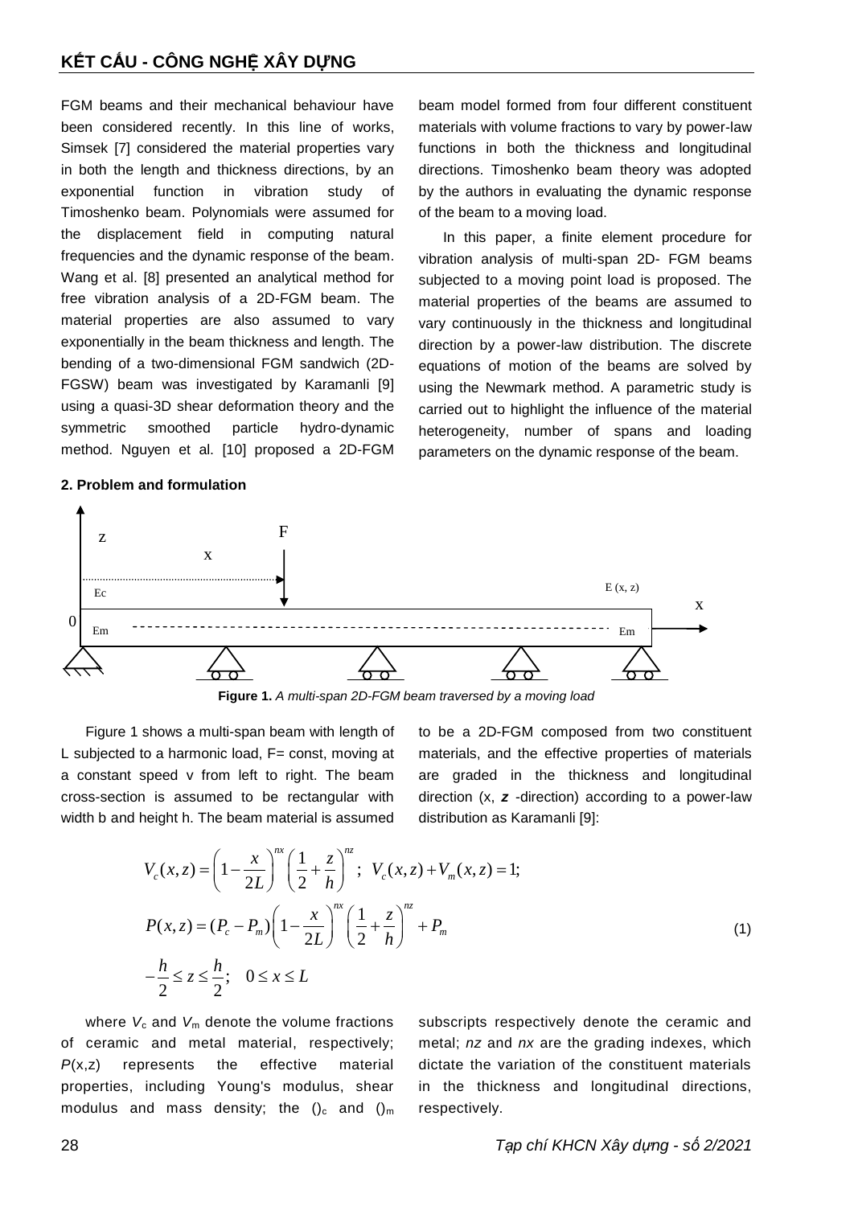FGM beams and their mechanical behaviour have been considered recently. In this line of works, Simsek [7] considered the material properties vary in both the length and thickness directions, by an exponential function in vibration study of Timoshenko beam. Polynomials were assumed for the displacement field in computing natural frequencies and the dynamic response of the beam. Wang et al. [8] presented an analytical method for free vibration analysis of a 2D-FGM beam. The material properties are also assumed to vary exponentially in the beam thickness and length. The bending of a two-dimensional FGM sandwich (2D-FGSW) beam was investigated by Karamanli [9] using a quasi-3D shear deformation theory and the symmetric smoothed particle hydro-dynamic method. Nguyen et al. [10] proposed a 2D-FGM beam model formed from four different constituent materials with volume fractions to vary by power-law functions in both the thickness and longitudinal directions. Timoshenko beam theory was adopted by the authors in evaluating the dynamic response of the beam to a moving load.

In this paper, a finite element procedure for vibration analysis of multi-span 2D- FGM beams subjected to a moving point load is proposed. The material properties of the beams are assumed to vary continuously in the thickness and longitudinal direction by a power-law distribution. The discrete equations of motion of the beams are solved by using the Newmark method. A parametric study is carried out to highlight the influence of the material heterogeneity, number of spans and loading parameters on the dynamic response of the beam.

## 2. Problem and formulation

**Figure 1.** *A multi-span 2D-FGM beam traversed by a moving load*

Figure 1 shows a multi-span beam with length of L subjected to a harmonic load, F= const, moving at a constant speed v from left to right. The beam cross-section is assumed to be rectangular with width b and height h. The beam material is assumed to be a 2D-FGM composed from two constituent materials, and the effective properties of materials are graded in the thickness and longitudinal direction (x, ***z*** -direction) according to a power-law distribution as Karamanli [9]:

$$
\begin{aligned}
& V_c(x,z) = \left(1 - \frac{x}{2L}\right)^{nx}\left(\frac{1}{2} + \frac{z}{h}\right)^{nz}; \;\; V_c(x,z) + V_m(x,z) = 1; \\
& P(x,z) = (P_c - P_m)\left(1 - \frac{x}{2L}\right)^{nx}\left(\frac{1}{2} + \frac{z}{h}\right)^{nz} + P_m \\
& -\frac{h}{2} \le z \le \frac{h}{2}; \quad 0 \le x \le L
\end{aligned}
\tag{1}
$$

where $V_c$ and $V_m$ denote the volume fractions of ceramic and metal material, respectively; $P(x,z)$ represents the effective material properties, including Young's modulus, shear modulus and mass density; the $()_c$ and $()_m$ subscripts respectively denote the ceramic and metal; *nz* and *nx* are the grading indexes, which dictate the variation of the constituent materials in the thickness and longitudinal directions, respectively.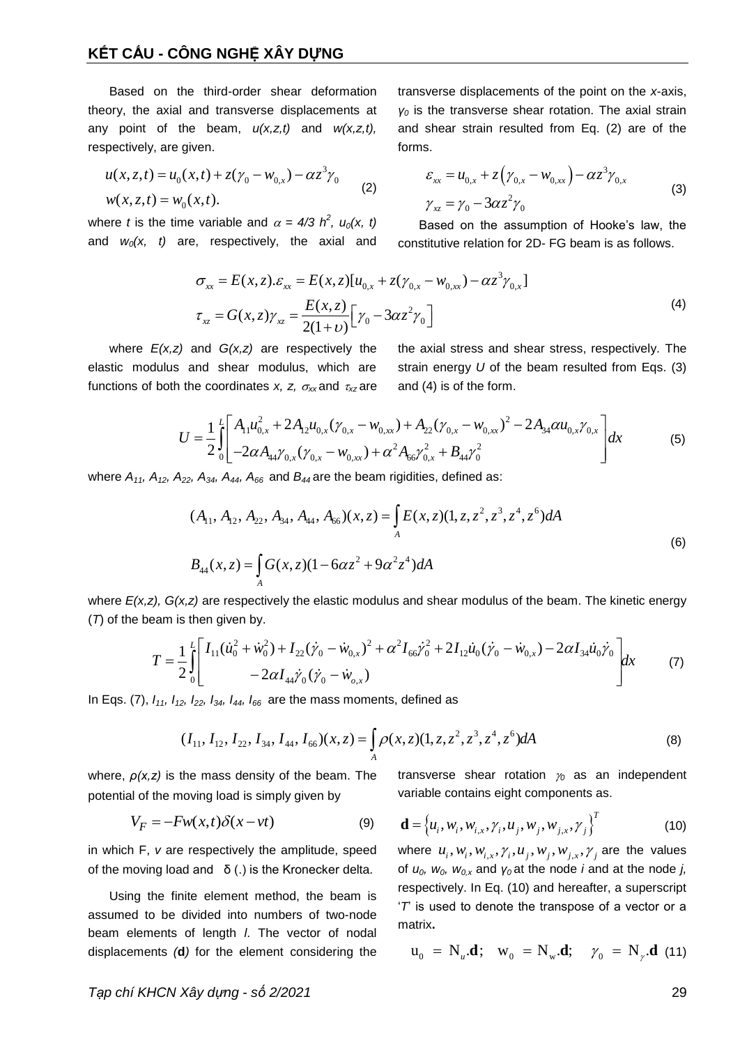Based on the third-order shear deformation theory, the axial and transverse displacements at any point of the beam, $u(x,z,t)$ and $w(x,z,t)$, respectively, are given.

$$
\begin{aligned}
u(x,z,t) &= u_0(x,t) + z(\gamma_0 - w_{0,x}) - \alpha z^3 \gamma_0 \\
w(x,z,t) &= w_0(x,t).
\end{aligned} \tag{2}
$$

where $t$ is the time variable and $\alpha = 4/3\ h^2$, $u_0(x,\ t)$ and $w_0(x,\ t)$ are, respectively, the axial and transverse displacements of the point on the $x$-axis, $\gamma_0$ is the transverse shear rotation. The axial strain and shear strain resulted from Eq. (2) are of the forms.

$$
\begin{aligned}
\varepsilon_{xx} &= u_{0,x} + z\left(\gamma_{0,x} - w_{0,xx}\right) - \alpha z^3 \gamma_{0,x} \\
\gamma_{xz} &= \gamma_0 - 3\alpha z^2 \gamma_0
\end{aligned} \tag{3}
$$

Based on the assumption of Hooke's law, the constitutive relation for 2D- FG beam is as follows.

$$
\begin{aligned}
\sigma_{xx} &= E(x,z).\varepsilon_{xx} = E(x,z)[u_{0,x} + z(\gamma_{0,x} - w_{0,xx}) - \alpha z^3 \gamma_{0,x}] \\
\tau_{xz} &= G(x,z)\gamma_{xz} = \frac{E(x,z)}{2(1+\upsilon)}\left[\gamma_0 - 3\alpha z^2 \gamma_0\right]
\end{aligned} \tag{4}
$$

where $E(x,z)$ and $G(x,z)$ are respectively the elastic modulus and shear modulus, which are functions of both the coordinates $x$, $z$, $\sigma_{xx}$ and $\tau_{xz}$ are the axial stress and shear stress, respectively. The strain energy $U$ of the beam resulted from Eqs. (3) and (4) is of the form.

$$
U = \frac{1}{2}\int_0^L \left[ \begin{array}{l} A_{11}u_{0,x}^2 + 2A_{12}u_{0,x}(\gamma_{0,x} - w_{0,xx}) + A_{22}(\gamma_{0,x} - w_{0,xx})^2 - 2A_{34}\alpha u_{0,x}\gamma_{0,x} \\ -2\alpha A_{44}\gamma_{0,x}(\gamma_{0,x} - w_{0,xx}) + \alpha^2 A_{66}\gamma_{0,x}^2 + B_{44}\gamma_0^2 \end{array} \right] dx \tag{5}
$$

where $A_{11}$, $A_{12}$, $A_{22}$, $A_{34}$, $A_{44}$, $A_{66}$ and $B_{44}$ are the beam rigidities, defined as:

$$
\begin{aligned}
(A_{11}, A_{12}, A_{22}, A_{34}, A_{44}, A_{66})(x,z) &= \int_A E(x,z)(1, z, z^2, z^3, z^4, z^6)dA \\
B_{44}(x,z) &= \int_A G(x,z)(1 - 6\alpha z^2 + 9\alpha^2 z^4)dA
\end{aligned} \tag{6}
$$

where $E(x,z)$, $G(x,z)$ are respectively the elastic modulus and shear modulus of the beam. The kinetic energy ($T$) of the beam is then given by.

$$
T = \frac{1}{2}\int_0^L \left[ \begin{array}{c} I_{11}(\dot{u}_0^2 + \dot{w}_0^2) + I_{22}(\dot{\gamma}_0 - \dot{w}_{0,x})^2 + \alpha^2 I_{66}\dot{\gamma}_0^2 + 2I_{12}\dot{u}_0(\dot{\gamma}_0 - \dot{w}_{0,x}) - 2\alpha I_{34}\dot{u}_0\dot{\gamma}_0 \\ -2\alpha I_{44}\dot{\gamma}_0(\dot{\gamma}_0 - \dot{w}_{o,x}) \end{array} \right] dx \tag{7}
$$

In Eqs. (7), $I_{11}$, $I_{12}$, $I_{22}$, $I_{34}$, $I_{44}$, $I_{66}$ are the mass moments, defined as

$$
(I_{11}, I_{12}, I_{22}, I_{34}, I_{44}, I_{66})(x,z) = \int_A \rho(x,z)(1, z, z^2, z^3, z^4, z^6)dA \tag{8}
$$

where, $\rho(x,z)$ is the mass density of the beam. The potential of the moving load is simply given by

$$
V_F = -Fw(x,t)\delta(x - vt) \tag{9}
$$

in which F, $v$ are respectively the amplitude, speed of the moving load and δ (.) is the Kronecker delta.

Using the finite element method, the beam is assumed to be divided into numbers of two-node beam elements of length $l$. The vector of nodal displacements (**d**) for the element considering the transverse shear rotation $\gamma_0$ as an independent variable contains eight components as.

$$
\mathbf{d} = \left\{u_i, w_i, w_{i,x}, \gamma_i, u_j, w_j, w_{j,x}, \gamma_j\right\}^T \tag{10}
$$

where $u_i, w_i, w_{i,x}, \gamma_i, u_j, w_j, w_{j,x}, \gamma_j$ are the values of $u_0$, $w_0$, $w_{0,x}$ and $\gamma_0$ at the node $i$ and at the node $j$, respectively. In Eq. (10) and hereafter, a superscript '$T$' is used to denote the transpose of a vector or a matrix.

$$
\mathrm{u}_0 = \mathrm{N}_u.\mathbf{d}; \quad \mathrm{w}_0 = \mathrm{N}_\mathrm{w}.\mathbf{d}; \quad \gamma_0 = \mathrm{N}_\gamma.\mathbf{d} \tag{11}
$$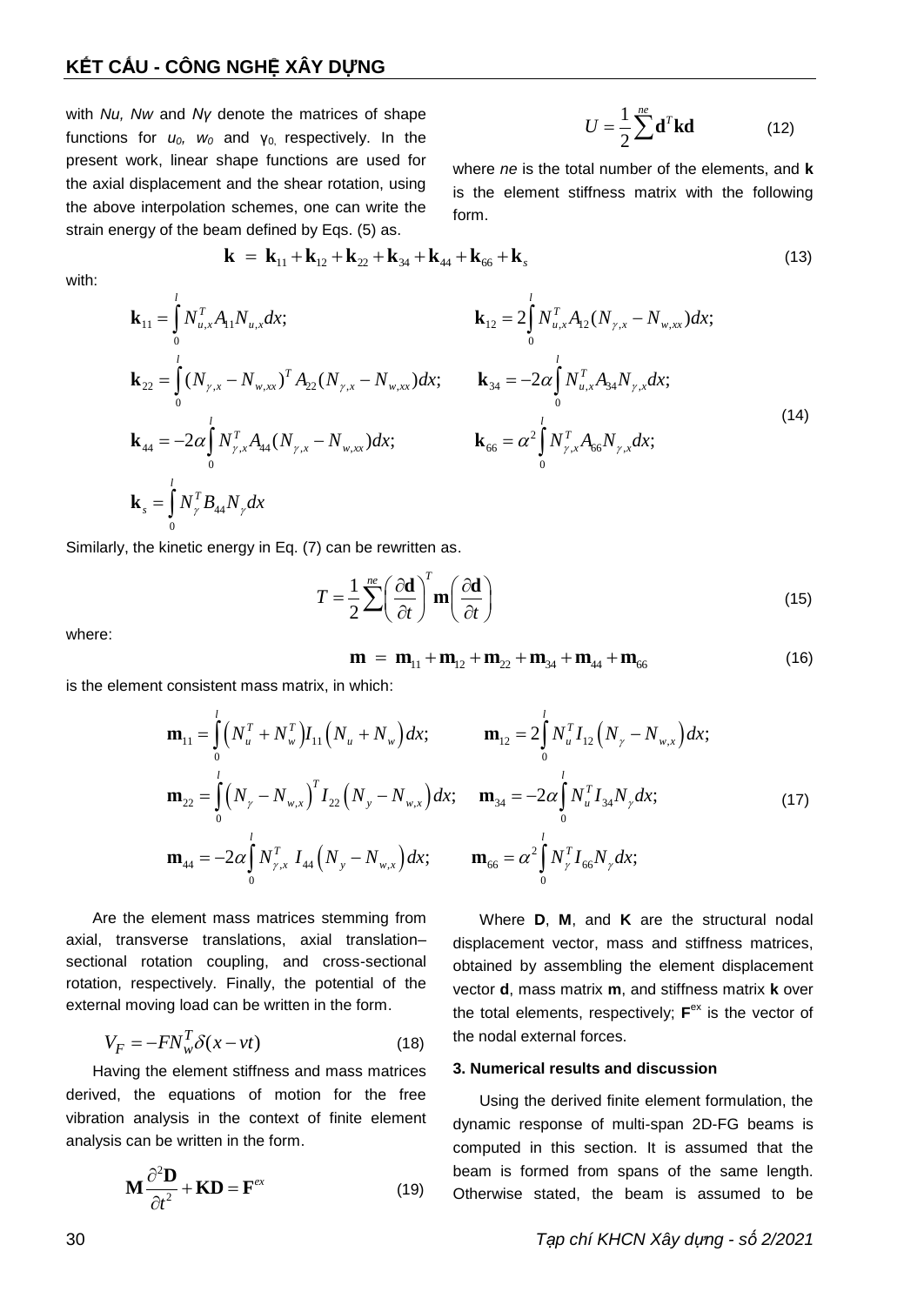with *Nu, Nw* and *Nγ* denote the matrices of shape functions for $u_0$, $w_0$ and $\gamma_0$, respectively. In the present work, linear shape functions are used for the axial displacement and the shear rotation, using the above interpolation schemes, one can write the strain energy of the beam defined by Eqs. (5) as.

$$U = \frac{1}{2}\sum^{ne} \mathbf{d}^T \mathbf{k} \mathbf{d} \tag{12}$$

where *ne* is the total number of the elements, and **k** is the element stiffness matrix with the following form.

$$\mathbf{k} = \mathbf{k}_{11} + \mathbf{k}_{12} + \mathbf{k}_{22} + \mathbf{k}_{34} + \mathbf{k}_{44} + \mathbf{k}_{66} + \mathbf{k}_s \tag{13}$$

with:

$$\begin{aligned}
&\mathbf{k}_{11} = \int_0^l N_{u,x}^T A_{11} N_{u,x} dx; &&\mathbf{k}_{12} = 2\int_0^l N_{u,x}^T A_{12} (N_{\gamma,x} - N_{w,xx}) dx; \\
&\mathbf{k}_{22} = \int_0^l (N_{\gamma,x} - N_{w,xx})^T A_{22} (N_{\gamma,x} - N_{w,xx}) dx; &&\mathbf{k}_{34} = -2\alpha\int_0^l N_{u,x}^T A_{34} N_{\gamma,x} dx; \\
&\mathbf{k}_{44} = -2\alpha\int_0^l N_{\gamma,x}^T A_{44} (N_{\gamma,x} - N_{w,xx}) dx; &&\mathbf{k}_{66} = \alpha^2\int_0^l N_{\gamma,x}^T A_{66} N_{\gamma,x} dx; \\
&\mathbf{k}_s = \int_0^l N_\gamma^T B_{44} N_\gamma dx
\end{aligned} \tag{14}$$

Similarly, the kinetic energy in Eq. (7) can be rewritten as.

$$T = \frac{1}{2}\sum^{ne} \left(\frac{\partial \mathbf{d}}{\partial t}\right)^T \mathbf{m} \left(\frac{\partial \mathbf{d}}{\partial t}\right) \tag{15}$$

where:

$$\mathbf{m} = \mathbf{m}_{11} + \mathbf{m}_{12} + \mathbf{m}_{22} + \mathbf{m}_{34} + \mathbf{m}_{44} + \mathbf{m}_{66} \tag{16}$$

is the element consistent mass matrix, in which:

$$\begin{aligned}
&\mathbf{m}_{11} = \int_0^l \left(N_u^T + N_w^T\right) I_{11} \left(N_u + N_w\right) dx; &&\mathbf{m}_{12} = 2\int_0^l N_u^T I_{12} \left(N_\gamma - N_{w,x}\right) dx; \\
&\mathbf{m}_{22} = \int_0^l \left(N_\gamma - N_{w,x}\right)^T I_{22} \left(N_y - N_{w,x}\right) dx; &&\mathbf{m}_{34} = -2\alpha\int_0^l N_u^T I_{34} N_\gamma dx; \\
&\mathbf{m}_{44} = -2\alpha\int_0^l N_{\gamma,x}^T\ I_{44} \left(N_y - N_{w,x}\right) dx; &&\mathbf{m}_{66} = \alpha^2\int_0^l N_\gamma^T I_{66} N_\gamma dx;
\end{aligned} \tag{17}$$

Are the element mass matrices stemming from axial, transverse translations, axial translation–sectional rotation coupling, and cross-sectional rotation, respectively. Finally, the potential of the external moving load can be written in the form.

$$V_F = -F N_w^T \delta(x - vt) \tag{18}$$

Having the element stiffness and mass matrices derived, the equations of motion for the free vibration analysis in the context of finite element analysis can be written in the form.

$$\mathbf{M}\frac{\partial^2 \mathbf{D}}{\partial t^2} + \mathbf{K}\mathbf{D} = \mathbf{F}^{ex} \tag{19}$$

Where **D**, **M**, and **K** are the structural nodal displacement vector, mass and stiffness matrices, obtained by assembling the element displacement vector **d**, mass matrix **m**, and stiffness matrix **k** over the total elements, respectively; $\mathbf{F}^{ex}$ is the vector of the nodal external forces.

### 3. Numerical results and discussion

Using the derived finite element formulation, the dynamic response of multi-span 2D-FG beams is computed in this section. It is assumed that the beam is formed from spans of the same length. Otherwise stated, the beam is assumed to be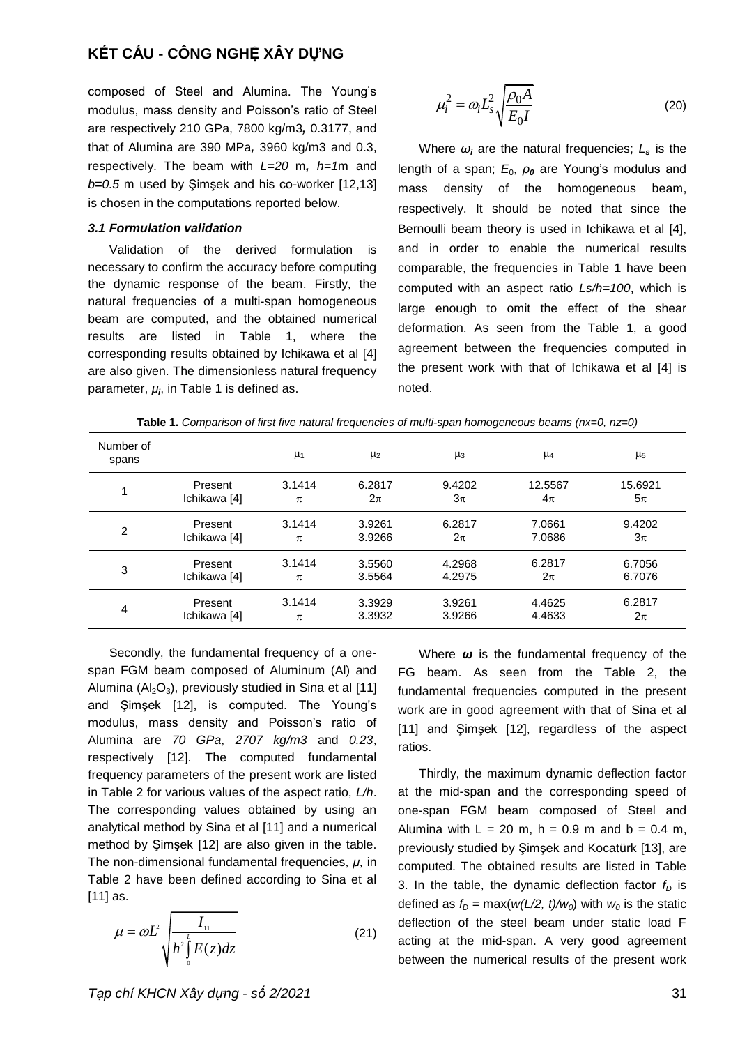composed of Steel and Alumina. The Young's modulus, mass density and Poisson's ratio of Steel are respectively 210 GPa, 7800 kg/m3*,* 0.3177, and that of Alumina are 390 MPa*,* 3960 kg/m3 and 0.3, respectively. The beam with *L=20* m*, h=1*m and *b=0.5* m used by Şimşek and his co-worker [12,13] is chosen in the computations reported below.

### *3.1 Formulation validation*

Validation of the derived formulation is necessary to confirm the accuracy before computing the dynamic response of the beam. Firstly, the natural frequencies of a multi-span homogeneous beam are computed, and the obtained numerical results are listed in Table 1, where the corresponding results obtained by Ichikawa et al [4] are also given. The dimensionless natural frequency parameter, $\mu_i$, in Table 1 is defined as.

$$\mu_i^2 = \omega_i L_s^2 \sqrt{\frac{\rho_0 A}{E_0 I}} \tag{20}$$

Where $\omega_i$ are the natural frequencies; $L_s$ is the length of a span; $E_0$, $\rho_0$ are Young's modulus and mass density of the homogeneous beam, respectively. It should be noted that since the Bernoulli beam theory is used in Ichikawa et al [4], and in order to enable the numerical results comparable, the frequencies in Table 1 have been computed with an aspect ratio *Ls/h=100*, which is large enough to omit the effect of the shear deformation. As seen from the Table 1, a good agreement between the frequencies computed in the present work with that of Ichikawa et al [4] is noted.

**Table 1.** *Comparison of first five natural frequencies of multi-span homogeneous beams (nx=0, nz=0)*

| Number of spans | | $\mu_1$ | $\mu_2$ | $\mu_3$ | $\mu_4$ | $\mu_5$ |
|---|---|---|---|---|---|---|
| 1 | Present | 3.1414 | 6.2817 | 9.4202 | 12.5567 | 15.6921 |
| | Ichikawa [4] | $\pi$ | $2\pi$ | $3\pi$ | $4\pi$ | $5\pi$ |
| 2 | Present | 3.1414 | 3.9261 | 6.2817 | 7.0661 | 9.4202 |
| | Ichikawa [4] | $\pi$ | 3.9266 | $2\pi$ | 7.0686 | $3\pi$ |
| 3 | Present | 3.1414 | 3.5560 | 4.2968 | 6.2817 | 6.7056 |
| | Ichikawa [4] | $\pi$ | 3.5564 | 4.2975 | $2\pi$ | 6.7076 |
| 4 | Present | 3.1414 | 3.3929 | 3.9261 | 4.4625 | 6.2817 |
| | Ichikawa [4] | $\pi$ | 3.3932 | 3.9266 | 4.4633 | $2\pi$ |

Secondly, the fundamental frequency of a one-span FGM beam composed of Aluminum (Al) and Alumina ($Al_2O_3$), previously studied in Sina et al [11] and Şimşek [12], is computed. The Young's modulus, mass density and Poisson's ratio of Alumina are *70 GPa*, *2707 kg/m3* and *0.23*, respectively [12]. The computed fundamental frequency parameters of the present work are listed in Table 2 for various values of the aspect ratio, *L/h*. The corresponding values obtained by using an analytical method by Sina et al [11] and a numerical method by Şimşek [12] are also given in the table. The non-dimensional fundamental frequencies, $\mu$, in Table 2 have been defined according to Sina et al [11] as.

$$\mu = \omega L^2 \sqrt{\frac{I_{11}}{h^2 \int_0^L E(z)dz}} \tag{21}$$

Where $\omega$ is the fundamental frequency of the FG beam. As seen from the Table 2, the fundamental frequencies computed in the present work are in good agreement with that of Sina et al [11] and Şimşek [12], regardless of the aspect ratios.

Thirdly, the maximum dynamic deflection factor at the mid-span and the corresponding speed of one-span FGM beam composed of Steel and Alumina with L = 20 m, h = 0.9 m and b = 0.4 m, previously studied by Şimşek and Kocatürk [13], are computed. The obtained results are listed in Table 3. In the table, the dynamic deflection factor $f_D$ is defined as $f_D = \max(w(L/2, t)/w_0)$ with $w_0$ is the static deflection of the steel beam under static load F acting at the mid-span. A very good agreement between the numerical results of the present work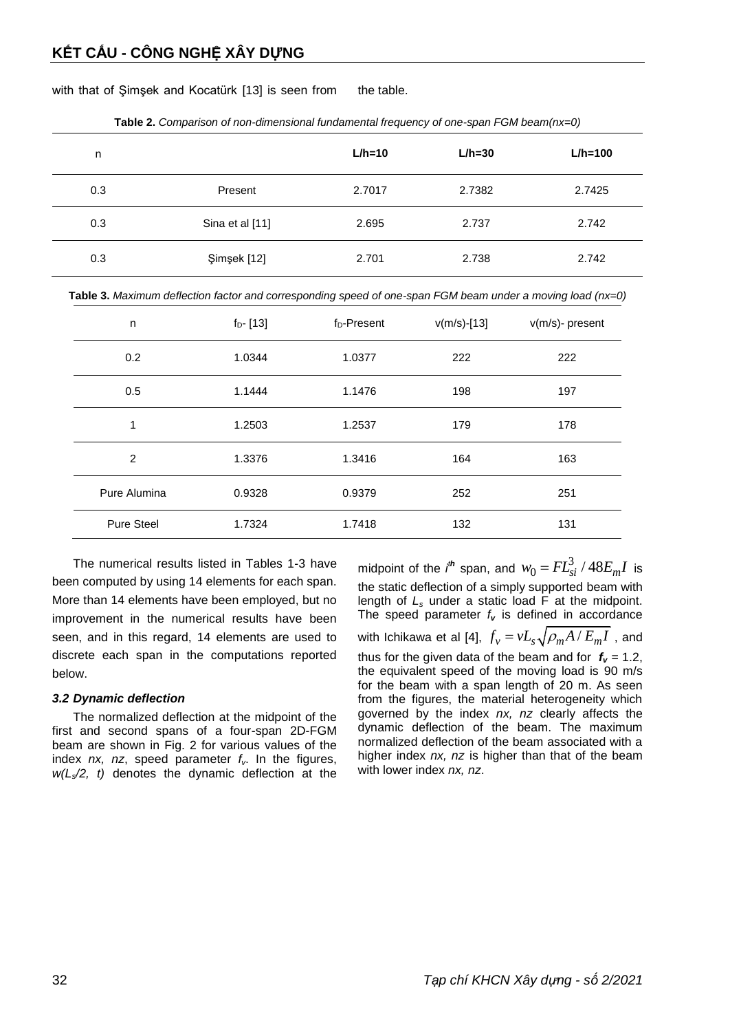with that of Şimşek and Kocatürk [13] is seen from the table.

**Table 2.** *Comparison of non-dimensional fundamental frequency of one-span FGM beam(nx=0)*

| n | | L/h=10 | L/h=30 | L/h=100 |
|---|---|---|---|---|
| 0.3 | Present | 2.7017 | 2.7382 | 2.7425 |
| 0.3 | Sina et al [11] | 2.695 | 2.737 | 2.742 |
| 0.3 | Şimşek [12] | 2.701 | 2.738 | 2.742 |

**Table 3.** *Maximum deflection factor and corresponding speed of one-span FGM beam under a moving load (nx=0)*

| n | $f_D$- [13] | $f_D$-Present | v(m/s)-[13] | v(m/s)- present |
|---|---|---|---|---|
| 0.2 | 1.0344 | 1.0377 | 222 | 222 |
| 0.5 | 1.1444 | 1.1476 | 198 | 197 |
| 1 | 1.2503 | 1.2537 | 179 | 178 |
| 2 | 1.3376 | 1.3416 | 164 | 163 |
| Pure Alumina | 0.9328 | 0.9379 | 252 | 251 |
| Pure Steel | 1.7324 | 1.7418 | 132 | 131 |

The numerical results listed in Tables 1-3 have been computed by using 14 elements for each span. More than 14 elements have been employed, but no improvement in the numerical results have been seen, and in this regard, 14 elements are used to discrete each span in the computations reported below.

### *3.2 Dynamic deflection*

The normalized deflection at the midpoint of the first and second spans of a four-span 2D-FGM beam are shown in Fig. 2 for various values of the index *nx, nz*, speed parameter $f_v$. In the figures, $w(L_s/2, t)$ denotes the dynamic deflection at the midpoint of the $i^{th}$ span, and $w_0 = FL_{si}^3 / 48E_mI$ is the static deflection of a simply supported beam with length of $L_s$ under a static load F at the midpoint. The speed parameter $f_v$ is defined in accordance with Ichikawa et al [4], $f_v = vL_s\sqrt{\rho_m A / E_m I}$ , and thus for the given data of the beam and for $f_v$ = 1.2, the equivalent speed of the moving load is 90 m/s for the beam with a span length of 20 m. As seen from the figures, the material heterogeneity which governed by the index *nx, nz* clearly affects the dynamic deflection of the beam. The maximum normalized deflection of the beam associated with a higher index *nx, nz* is higher than that of the beam with lower index *nx, nz*.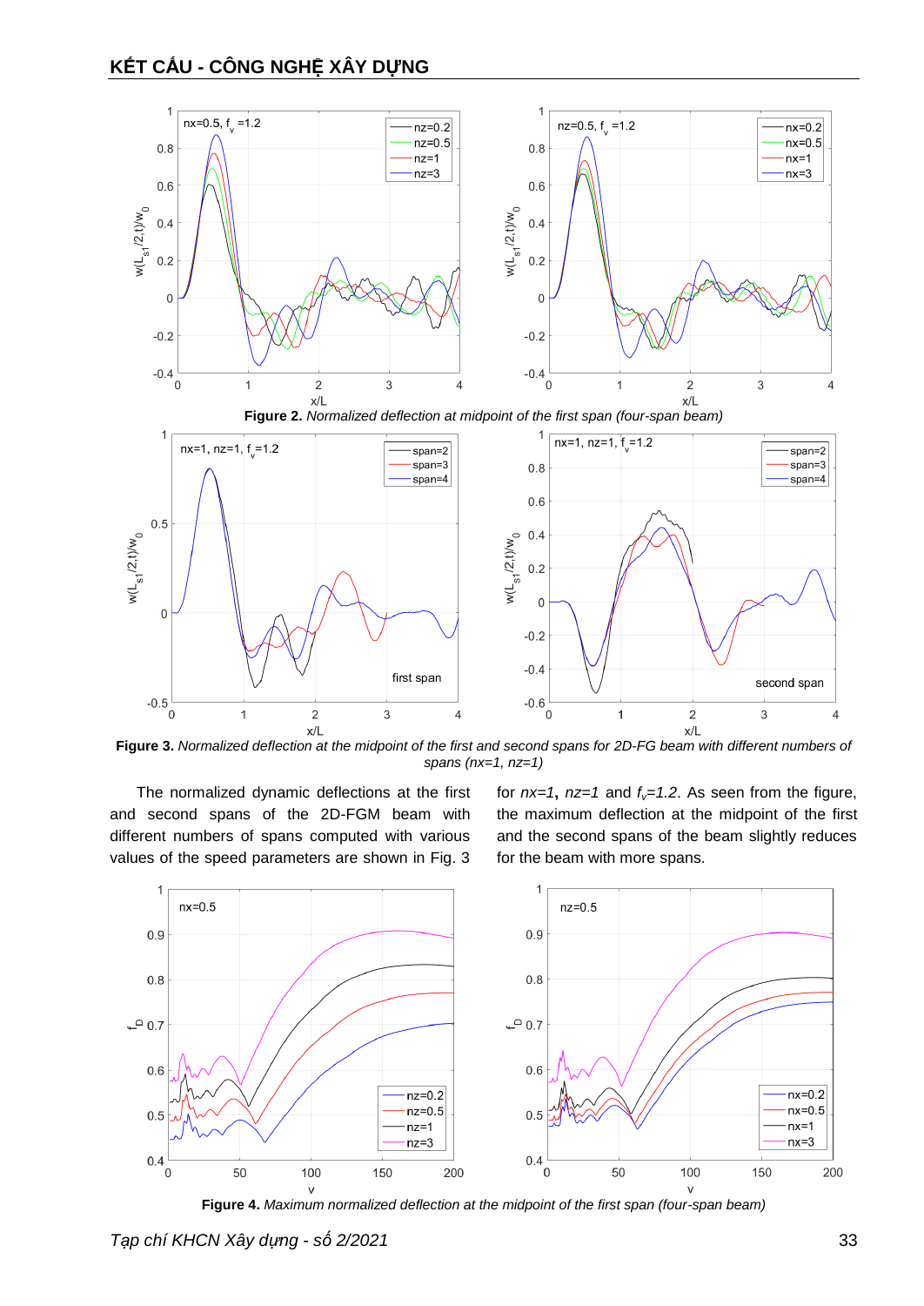**Figure 2.** *Normalized deflection at midpoint of the first span (four-span beam)*

**Figure 3.** *Normalized deflection at the midpoint of the first and second spans for 2D-FG beam with different numbers of spans (nx=1, nz=1)*

The normalized dynamic deflections at the first and second spans of the 2D-FGM beam with different numbers of spans computed with various values of the speed parameters are shown in Fig. 3 for *nx=1*, *nz=1* and $f_v$*=1.2*. As seen from the figure, the maximum deflection at the midpoint of the first and the second spans of the beam slightly reduces for the beam with more spans.

**Figure 4.** *Maximum normalized deflection at the midpoint of the first span (four-span beam)*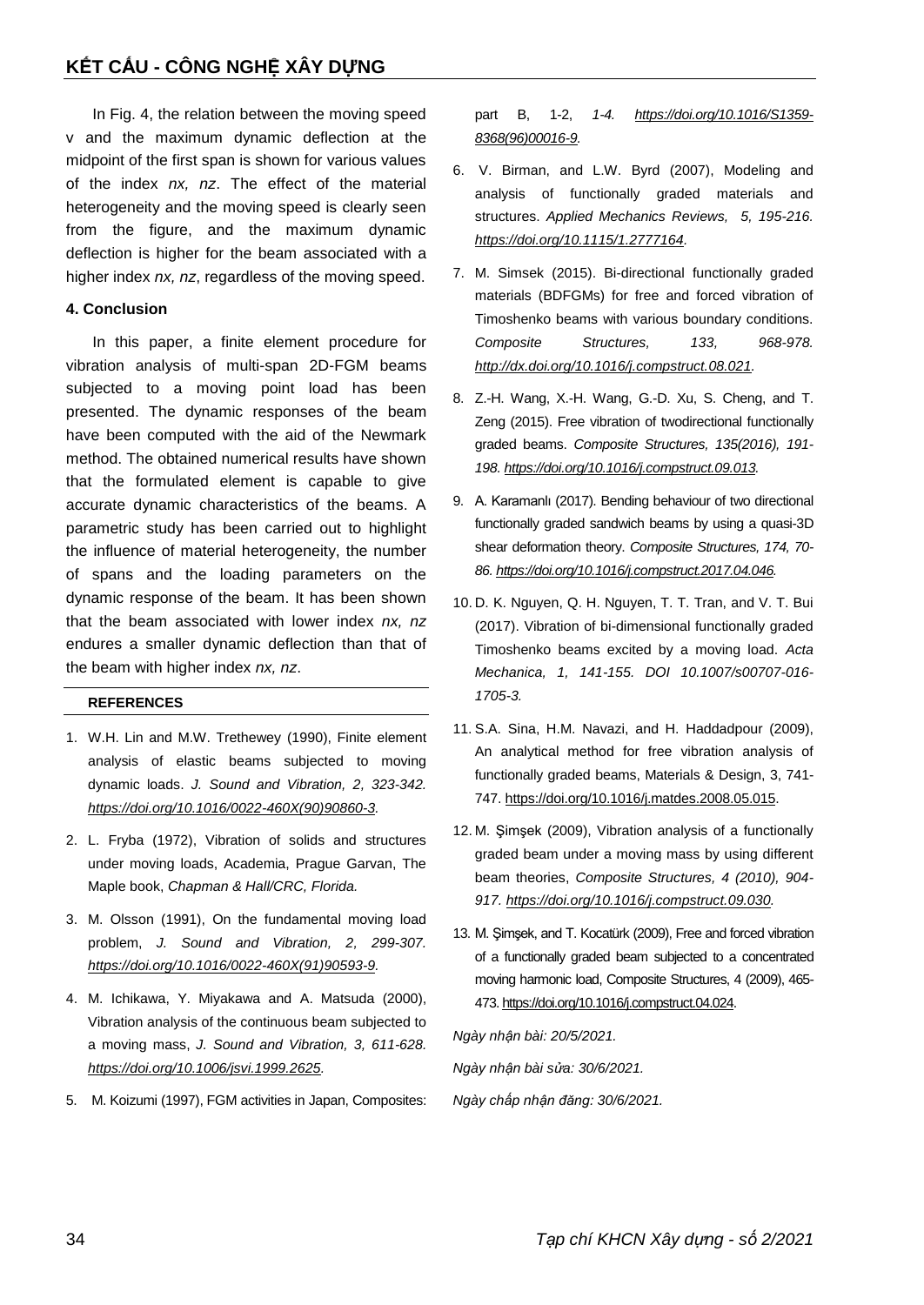In Fig. 4, the relation between the moving speed v and the maximum dynamic deflection at the midpoint of the first span is shown for various values of the index *nx, nz*. The effect of the material heterogeneity and the moving speed is clearly seen from the figure, and the maximum dynamic deflection is higher for the beam associated with a higher index *nx, nz*, regardless of the moving speed.

#### 4. Conclusion

In this paper, a finite element procedure for vibration analysis of multi-span 2D-FGM beams subjected to a moving point load has been presented. The dynamic responses of the beam have been computed with the aid of the Newmark method. The obtained numerical results have shown that the formulated element is capable to give accurate dynamic characteristics of the beams. A parametric study has been carried out to highlight the influence of material heterogeneity, the number of spans and the loading parameters on the dynamic response of the beam. It has been shown that the beam associated with lower index *nx, nz* endures a smaller dynamic deflection than that of the beam with higher index *nx, nz*.

#### REFERENCES

1. W.H. Lin and M.W. Trethewey (1990), Finite element analysis of elastic beams subjected to moving dynamic loads. *J. Sound and Vibration, 2, 323-342. https://doi.org/10.1016/0022-460X(90)90860-3*.
2. L. Fryba (1972), Vibration of solids and structures under moving loads, Academia, Prague Garvan, The Maple book, *Chapman & Hall/CRC, Florida.*
3. M. Olsson (1991), On the fundamental moving load problem, *J. Sound and Vibration, 2, 299-307. https://doi.org/10.1016/0022-460X(91)90593-9*.
4. M. Ichikawa, Y. Miyakawa and A. Matsuda (2000), Vibration analysis of the continuous beam subjected to a moving mass, *J. Sound and Vibration, 3, 611-628. https://doi.org/10.1006/jsvi.1999.2625.*
5. M. Koizumi (1997), FGM activities in Japan, Composites: part B, 1-2, *1-4. https://doi.org/10.1016/S1359-8368(96)00016-9.*
6. V. Birman, and L.W. Byrd (2007), Modeling and analysis of functionally graded materials and structures. *Applied Mechanics Reviews, 5, 195-216. https://doi.org/10.1115/1.2777164.*
7. M. Simsek (2015). Bi-directional functionally graded materials (BDFGMs) for free and forced vibration of Timoshenko beams with various boundary conditions. *Composite Structures, 133, 968-978. http://dx.doi.org/10.1016/j.compstruct.08.021.*
8. Z.-H. Wang, X.-H. Wang, G.-D. Xu, S. Cheng, and T. Zeng (2015). Free vibration of twodirectional functionally graded beams. *Composite Structures, 135(2016), 191-198. https://doi.org/10.1016/j.compstruct.09.013.*
9. A. Karamanlı (2017). Bending behaviour of two directional functionally graded sandwich beams by using a quasi-3D shear deformation theory. *Composite Structures, 174, 70-86. https://doi.org/10.1016/j.compstruct.2017.04.046.*
10. D. K. Nguyen, Q. H. Nguyen, T. T. Tran, and V. T. Bui (2017). Vibration of bi-dimensional functionally graded Timoshenko beams excited by a moving load. *Acta Mechanica, 1, 141-155. DOI 10.1007/s00707-016-1705-3.*
11. S.A. Sina, H.M. Navazi, and H. Haddadpour (2009), An analytical method for free vibration analysis of functionally graded beams, Materials & Design, 3, 741-747. https://doi.org/10.1016/j.matdes.2008.05.015.
12. M. Şimşek (2009), Vibration analysis of a functionally graded beam under a moving mass by using different beam theories, *Composite Structures, 4 (2010), 904-917. https://doi.org/10.1016/j.compstruct.09.030.*
13. M. Şimşek, and T. Kocatürk (2009), Free and forced vibration of a functionally graded beam subjected to a concentrated moving harmonic load, Composite Structures, 4 (2009), 465-473. https://doi.org/10.1016/j.compstruct.04.024.

*Ngày nhận bài: 20/5/2021.*

*Ngày nhận bài sửa: 30/6/2021.*

*Ngày chấp nhận đăng: 30/6/2021.*